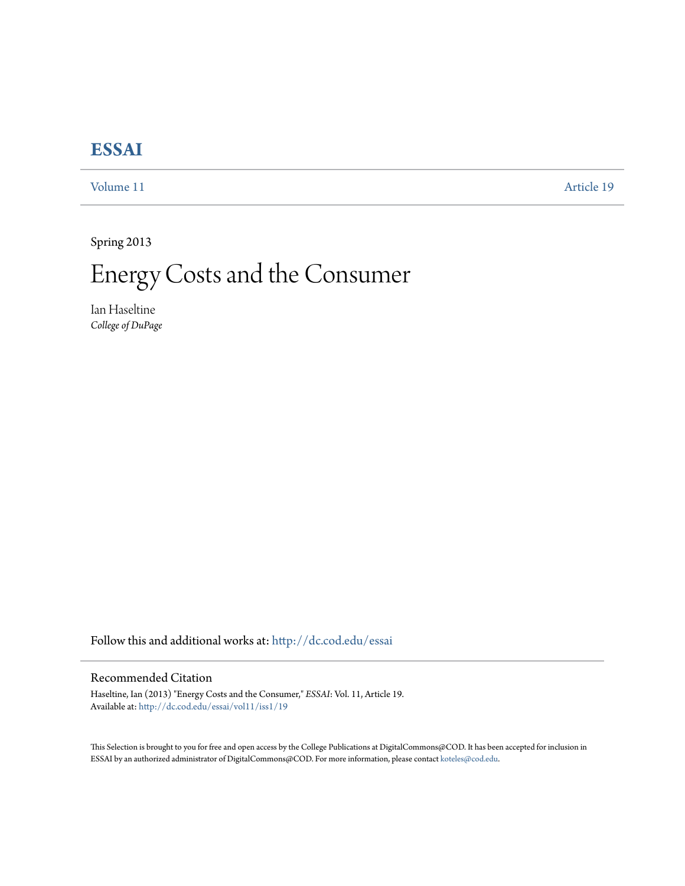# ESSAI

Volume 11 | Article 19

Spring 2013

# Energy Costs and the Consumer

Ian Haseltine
*College of DuPage*

Follow this and additional works at: http://dc.cod.edu/essai

## Recommended Citation

Haseltine, Ian (2013) "Energy Costs and the Consumer," *ESSAI*: Vol. 11, Article 19.
Available at: http://dc.cod.edu/essai/vol11/iss1/19

This Selection is brought to you for free and open access by the College Publications at DigitalCommons@COD. It has been accepted for inclusion in ESSAI by an authorized administrator of DigitalCommons@COD. For more information, please contact koteles@cod.edu.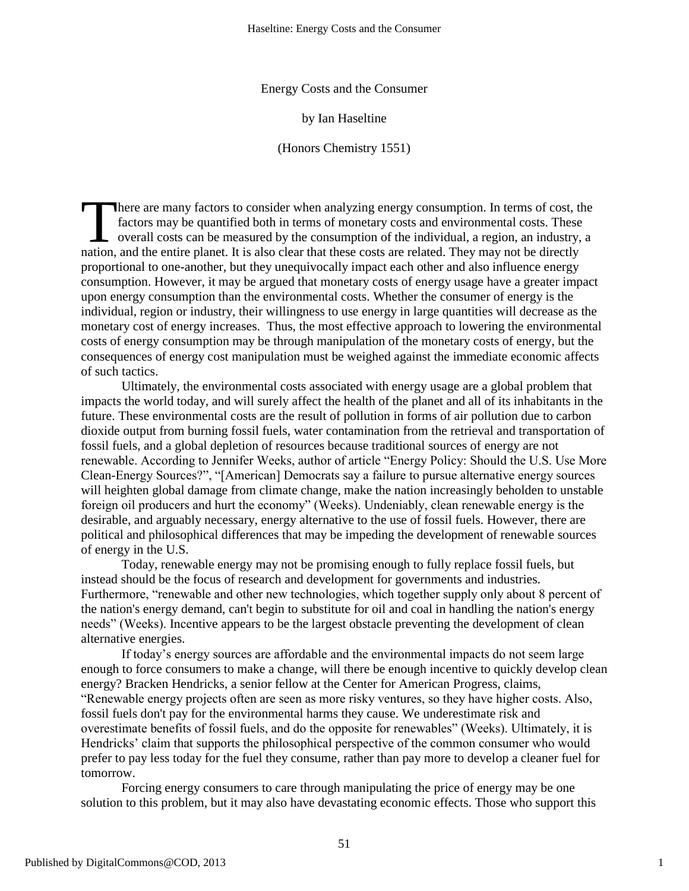Energy Costs and the Consumer

by Ian Haseltine

(Honors Chemistry 1551)

There are many factors to consider when analyzing energy consumption. In terms of cost, the factors may be quantified both in terms of monetary costs and environmental costs. These overall costs can be measured by the consumption of the individual, a region, an industry, a nation, and the entire planet. It is also clear that these costs are related. They may not be directly proportional to one-another, but they unequivocally impact each other and also influence energy consumption. However, it may be argued that monetary costs of energy usage have a greater impact upon energy consumption than the environmental costs. Whether the consumer of energy is the individual, region or industry, their willingness to use energy in large quantities will decrease as the monetary cost of energy increases. Thus, the most effective approach to lowering the environmental costs of energy consumption may be through manipulation of the monetary costs of energy, but the consequences of energy cost manipulation must be weighed against the immediate economic affects of such tactics.

Ultimately, the environmental costs associated with energy usage are a global problem that impacts the world today, and will surely affect the health of the planet and all of its inhabitants in the future. These environmental costs are the result of pollution in forms of air pollution due to carbon dioxide output from burning fossil fuels, water contamination from the retrieval and transportation of fossil fuels, and a global depletion of resources because traditional sources of energy are not renewable. According to Jennifer Weeks, author of article "Energy Policy: Should the U.S. Use More Clean-Energy Sources?", "[American] Democrats say a failure to pursue alternative energy sources will heighten global damage from climate change, make the nation increasingly beholden to unstable foreign oil producers and hurt the economy" (Weeks). Undeniably, clean renewable energy is the desirable, and arguably necessary, energy alternative to the use of fossil fuels. However, there are political and philosophical differences that may be impeding the development of renewable sources of energy in the U.S.

Today, renewable energy may not be promising enough to fully replace fossil fuels, but instead should be the focus of research and development for governments and industries. Furthermore, "renewable and other new technologies, which together supply only about 8 percent of the nation's energy demand, can't begin to substitute for oil and coal in handling the nation's energy needs" (Weeks). Incentive appears to be the largest obstacle preventing the development of clean alternative energies.

If today's energy sources are affordable and the environmental impacts do not seem large enough to force consumers to make a change, will there be enough incentive to quickly develop clean energy? Bracken Hendricks, a senior fellow at the Center for American Progress, claims, "Renewable energy projects often are seen as more risky ventures, so they have higher costs. Also, fossil fuels don't pay for the environmental harms they cause. We underestimate risk and overestimate benefits of fossil fuels, and do the opposite for renewables" (Weeks). Ultimately, it is Hendricks' claim that supports the philosophical perspective of the common consumer who would prefer to pay less today for the fuel they consume, rather than pay more to develop a cleaner fuel for tomorrow.

Forcing energy consumers to care through manipulating the price of energy may be one solution to this problem, but it may also have devastating economic effects. Those who support this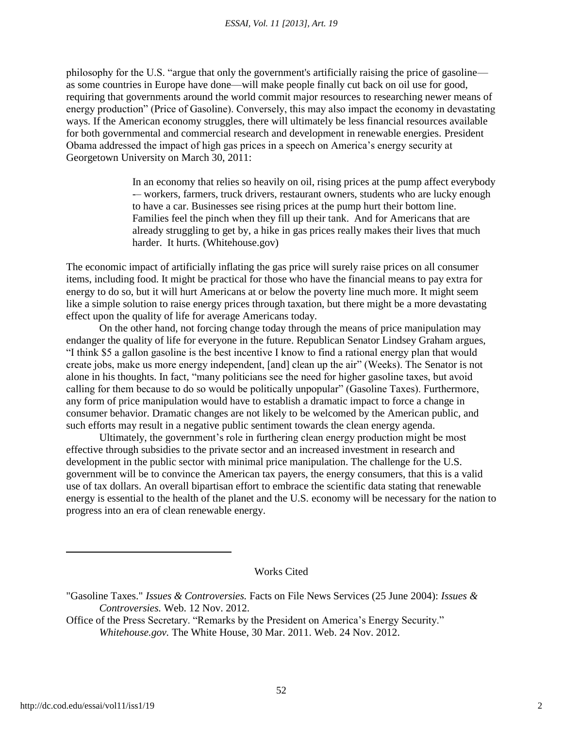philosophy for the U.S. "argue that only the government's artificially raising the price of gasoline—as some countries in Europe have done—will make people finally cut back on oil use for good, requiring that governments around the world commit major resources to researching newer means of energy production" (Price of Gasoline). Conversely, this may also impact the economy in devastating ways. If the American economy struggles, there will ultimately be less financial resources available for both governmental and commercial research and development in renewable energies. President Obama addressed the impact of high gas prices in a speech on America's energy security at Georgetown University on March 30, 2011:

> In an economy that relies so heavily on oil, rising prices at the pump affect everybody -– workers, farmers, truck drivers, restaurant owners, students who are lucky enough to have a car. Businesses see rising prices at the pump hurt their bottom line. Families feel the pinch when they fill up their tank. And for Americans that are already struggling to get by, a hike in gas prices really makes their lives that much harder. It hurts. (Whitehouse.gov)

The economic impact of artificially inflating the gas price will surely raise prices on all consumer items, including food. It might be practical for those who have the financial means to pay extra for energy to do so, but it will hurt Americans at or below the poverty line much more. It might seem like a simple solution to raise energy prices through taxation, but there might be a more devastating effect upon the quality of life for average Americans today.

On the other hand, not forcing change today through the means of price manipulation may endanger the quality of life for everyone in the future. Republican Senator Lindsey Graham argues, "I think $5 a gallon gasoline is the best incentive I know to find a rational energy plan that would create jobs, make us more energy independent, [and] clean up the air" (Weeks). The Senator is not alone in his thoughts. In fact, "many politicians see the need for higher gasoline taxes, but avoid calling for them because to do so would be politically unpopular" (Gasoline Taxes). Furthermore, any form of price manipulation would have to establish a dramatic impact to force a change in consumer behavior. Dramatic changes are not likely to be welcomed by the American public, and such efforts may result in a negative public sentiment towards the clean energy agenda.

Ultimately, the government's role in furthering clean energy production might be most effective through subsidies to the private sector and an increased investment in research and development in the public sector with minimal price manipulation. The challenge for the U.S. government will be to convince the American tax payers, the energy consumers, that this is a valid use of tax dollars. An overall bipartisan effort to embrace the scientific data stating that renewable energy is essential to the health of the planet and the U.S. economy will be necessary for the nation to progress into an era of clean renewable energy.

---

## Works Cited

"Gasoline Taxes." *Issues & Controversies.* Facts on File News Services (25 June 2004): *Issues & Controversies.* Web. 12 Nov. 2012.

Office of the Press Secretary. "Remarks by the President on America's Energy Security." *Whitehouse.gov.* The White House, 30 Mar. 2011. Web. 24 Nov. 2012.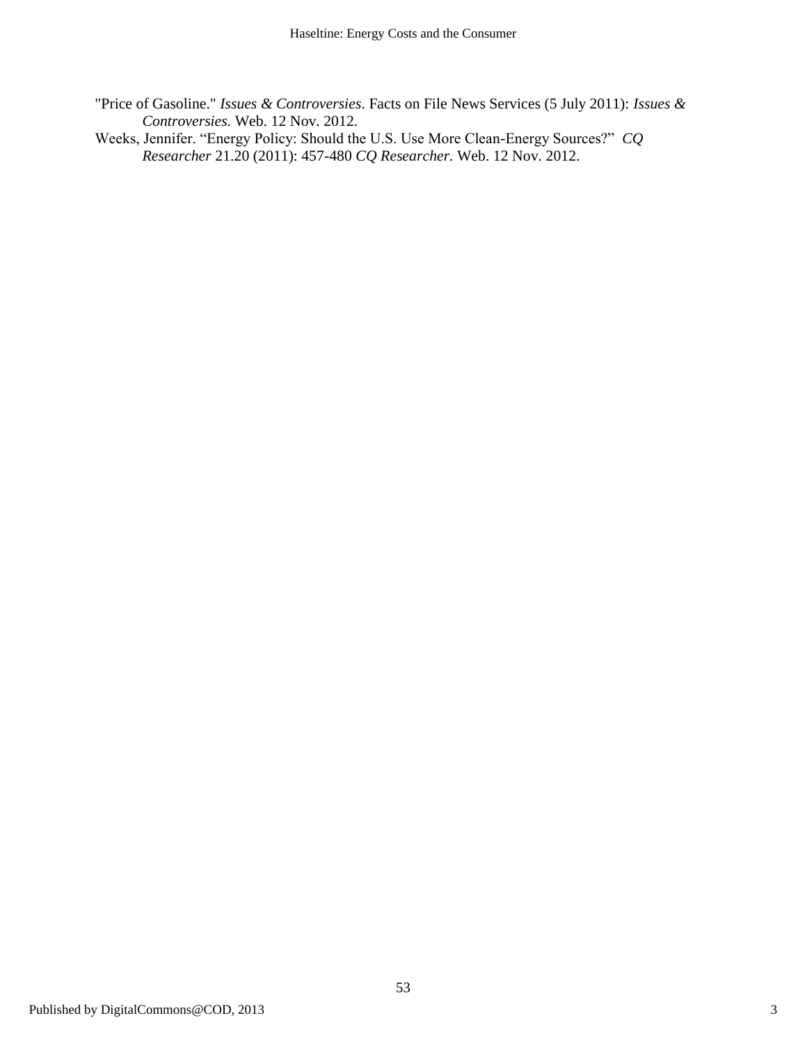"Price of Gasoline." *Issues & Controversies*. Facts on File News Services (5 July 2011): *Issues & Controversies.* Web. 12 Nov. 2012.

Weeks, Jennifer. "Energy Policy: Should the U.S. Use More Clean-Energy Sources?" *CQ Researcher* 21.20 (2011): 457-480 *CQ Researcher.* Web. 12 Nov. 2012.